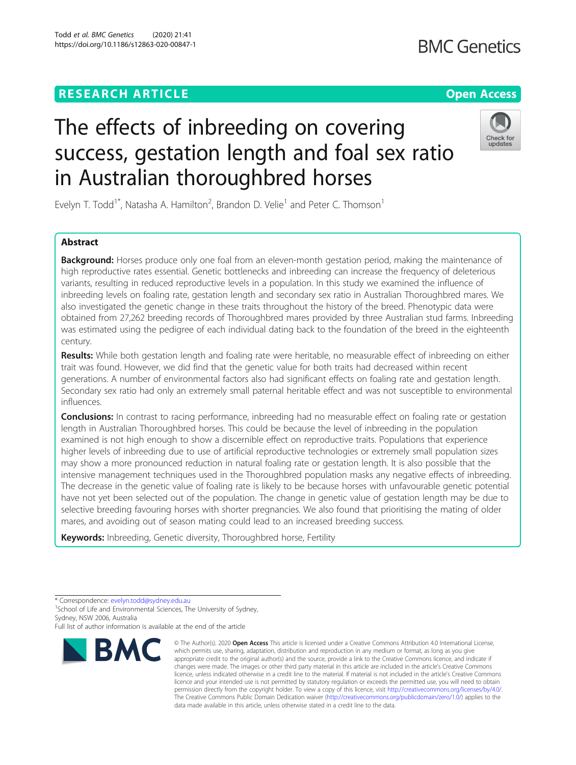RESEARCH ARTICLE

Open Access

# The effects of inbreeding on covering success, gestation length and foal sex ratio in Australian thoroughbred horses

Evelyn T. Todd[1*], Natasha A. Hamilton[2], Brandon D. Velie[1] and Peter C. Thomson[1]

## Abstract

**Background:** Horses produce only one foal from an eleven-month gestation period, making the maintenance of high reproductive rates essential. Genetic bottlenecks and inbreeding can increase the frequency of deleterious variants, resulting in reduced reproductive levels in a population. In this study we examined the influence of inbreeding levels on foaling rate, gestation length and secondary sex ratio in Australian Thoroughbred mares. We also investigated the genetic change in these traits throughout the history of the breed. Phenotypic data were obtained from 27,262 breeding records of Thoroughbred mares provided by three Australian stud farms. Inbreeding was estimated using the pedigree of each individual dating back to the foundation of the breed in the eighteenth century.

**Results:** While both gestation length and foaling rate were heritable, no measurable effect of inbreeding on either trait was found. However, we did find that the genetic value for both traits had decreased within recent generations. A number of environmental factors also had significant effects on foaling rate and gestation length. Secondary sex ratio had only an extremely small paternal heritable effect and was not susceptible to environmental influences.

**Conclusions:** In contrast to racing performance, inbreeding had no measurable effect on foaling rate or gestation length in Australian Thoroughbred horses. This could be because the level of inbreeding in the population examined is not high enough to show a discernible effect on reproductive traits. Populations that experience higher levels of inbreeding due to use of artificial reproductive technologies or extremely small population sizes may show a more pronounced reduction in natural foaling rate or gestation length. It is also possible that the intensive management techniques used in the Thoroughbred population masks any negative effects of inbreeding. The decrease in the genetic value of foaling rate is likely to be because horses with unfavourable genetic potential have not yet been selected out of the population. The change in genetic value of gestation length may be due to selective breeding favouring horses with shorter pregnancies. We also found that prioritising the mating of older mares, and avoiding out of season mating could lead to an increased breeding success.

**Keywords:** Inbreeding, Genetic diversity, Thoroughbred horse, Fertility

---

\* Correspondence: evelyn.todd@sydney.edu.au

[1]School of Life and Environmental Sciences, The University of Sydney, Sydney, NSW 2006, Australia

Full list of author information is available at the end of the article

© The Author(s). 2020 **Open Access** This article is licensed under a Creative Commons Attribution 4.0 International License, which permits use, sharing, adaptation, distribution and reproduction in any medium or format, as long as you give appropriate credit to the original author(s) and the source, provide a link to the Creative Commons licence, and indicate if changes were made. The images or other third party material in this article are included in the article's Creative Commons licence, unless indicated otherwise in a credit line to the material. If material is not included in the article's Creative Commons licence and your intended use is not permitted by statutory regulation or exceeds the permitted use, you will need to obtain permission directly from the copyright holder. To view a copy of this licence, visit http://creativecommons.org/licenses/by/4.0/. The Creative Commons Public Domain Dedication waiver (http://creativecommons.org/publicdomain/zero/1.0/) applies to the data made available in this article, unless otherwise stated in a credit line to the data.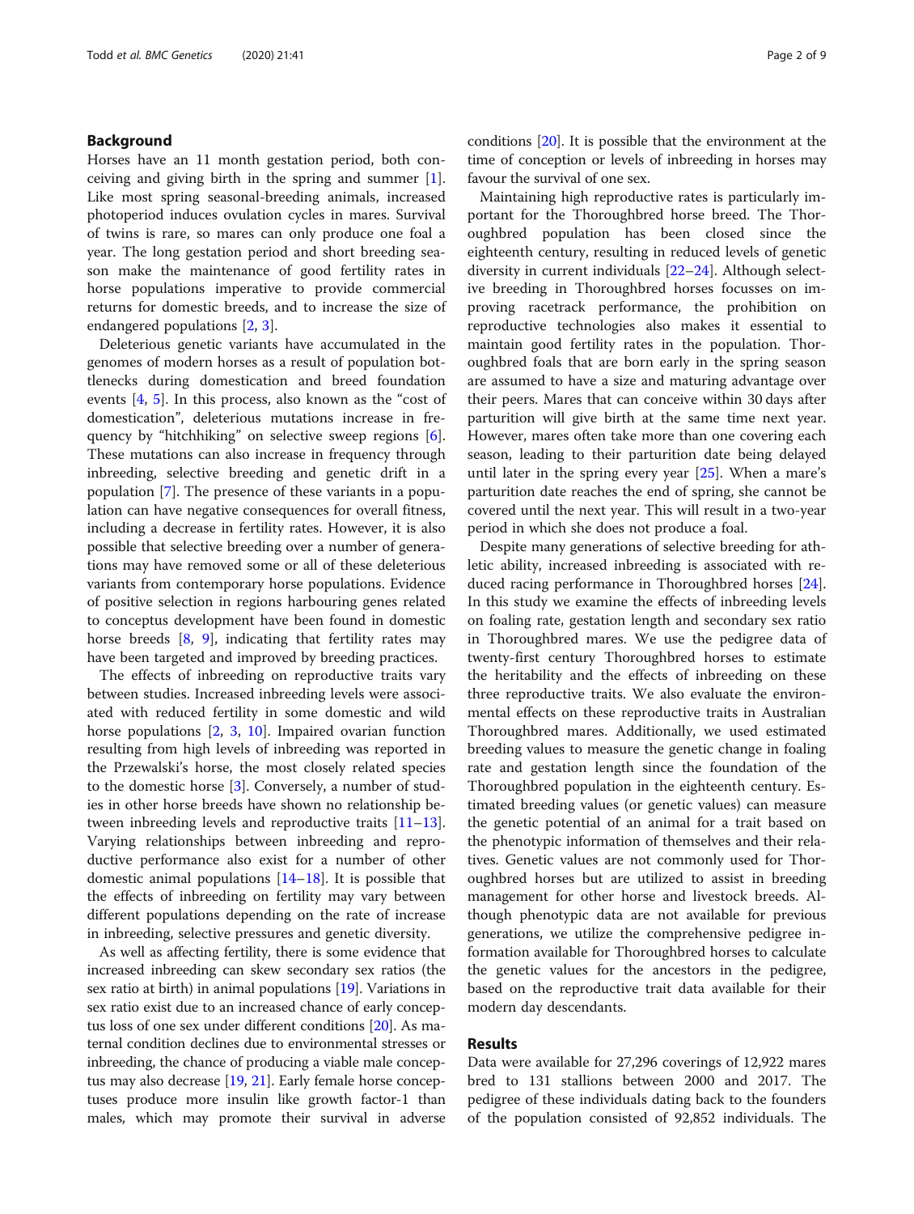## Background

Horses have an 11 month gestation period, both conceiving and giving birth in the spring and summer [1]. Like most spring seasonal-breeding animals, increased photoperiod induces ovulation cycles in mares. Survival of twins is rare, so mares can only produce one foal a year. The long gestation period and short breeding season make the maintenance of good fertility rates in horse populations imperative to provide commercial returns for domestic breeds, and to increase the size of endangered populations [2, 3].

Deleterious genetic variants have accumulated in the genomes of modern horses as a result of population bottlenecks during domestication and breed foundation events [4, 5]. In this process, also known as the "cost of domestication", deleterious mutations increase in frequency by "hitchhiking" on selective sweep regions [6]. These mutations can also increase in frequency through inbreeding, selective breeding and genetic drift in a population [7]. The presence of these variants in a population can have negative consequences for overall fitness, including a decrease in fertility rates. However, it is also possible that selective breeding over a number of generations may have removed some or all of these deleterious variants from contemporary horse populations. Evidence of positive selection in regions harbouring genes related to conceptus development have been found in domestic horse breeds [8, 9], indicating that fertility rates may have been targeted and improved by breeding practices.

The effects of inbreeding on reproductive traits vary between studies. Increased inbreeding levels were associated with reduced fertility in some domestic and wild horse populations [2, 3, 10]. Impaired ovarian function resulting from high levels of inbreeding was reported in the Przewalski's horse, the most closely related species to the domestic horse [3]. Conversely, a number of studies in other horse breeds have shown no relationship between inbreeding levels and reproductive traits [11–13]. Varying relationships between inbreeding and reproductive performance also exist for a number of other domestic animal populations [14–18]. It is possible that the effects of inbreeding on fertility may vary between different populations depending on the rate of increase in inbreeding, selective pressures and genetic diversity.

As well as affecting fertility, there is some evidence that increased inbreeding can skew secondary sex ratios (the sex ratio at birth) in animal populations [19]. Variations in sex ratio exist due to an increased chance of early conceptus loss of one sex under different conditions [20]. As maternal condition declines due to environmental stresses or inbreeding, the chance of producing a viable male conceptus may also decrease [19, 21]. Early female horse conceptuses produce more insulin like growth factor-1 than males, which may promote their survival in adverse conditions [20]. It is possible that the environment at the time of conception or levels of inbreeding in horses may favour the survival of one sex.

Maintaining high reproductive rates is particularly important for the Thoroughbred horse breed. The Thoroughbred population has been closed since the eighteenth century, resulting in reduced levels of genetic diversity in current individuals [22–24]. Although selective breeding in Thoroughbred horses focusses on improving racetrack performance, the prohibition on reproductive technologies also makes it essential to maintain good fertility rates in the population. Thoroughbred foals that are born early in the spring season are assumed to have a size and maturing advantage over their peers. Mares that can conceive within 30 days after parturition will give birth at the same time next year. However, mares often take more than one covering each season, leading to their parturition date being delayed until later in the spring every year [25]. When a mare's parturition date reaches the end of spring, she cannot be covered until the next year. This will result in a two-year period in which she does not produce a foal.

Despite many generations of selective breeding for athletic ability, increased inbreeding is associated with reduced racing performance in Thoroughbred horses [24]. In this study we examine the effects of inbreeding levels on foaling rate, gestation length and secondary sex ratio in Thoroughbred mares. We use the pedigree data of twenty-first century Thoroughbred horses to estimate the heritability and the effects of inbreeding on these three reproductive traits. We also evaluate the environmental effects on these reproductive traits in Australian Thoroughbred mares. Additionally, we used estimated breeding values to measure the genetic change in foaling rate and gestation length since the foundation of the Thoroughbred population in the eighteenth century. Estimated breeding values (or genetic values) can measure the genetic potential of an animal for a trait based on the phenotypic information of themselves and their relatives. Genetic values are not commonly used for Thoroughbred horses but are utilized to assist in breeding management for other horse and livestock breeds. Although phenotypic data are not available for previous generations, we utilize the comprehensive pedigree information available for Thoroughbred horses to calculate the genetic values for the ancestors in the pedigree, based on the reproductive trait data available for their modern day descendants.

## Results

Data were available for 27,296 coverings of 12,922 mares bred to 131 stallions between 2000 and 2017. The pedigree of these individuals dating back to the founders of the population consisted of 92,852 individuals. The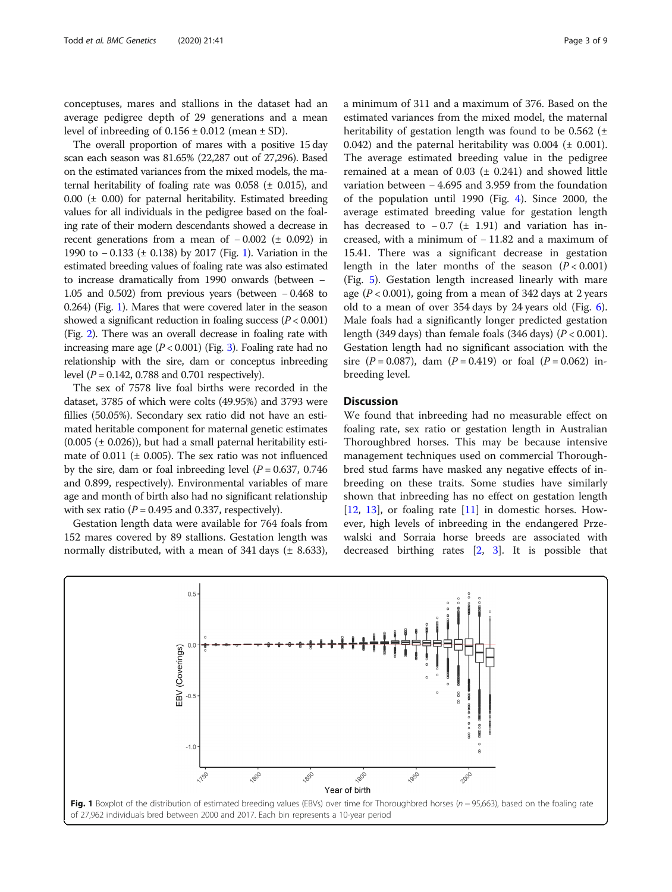conceptuses, mares and stallions in the dataset had an average pedigree depth of 29 generations and a mean level of inbreeding of 0.156 ± 0.012 (mean ± SD).

The overall proportion of mares with a positive 15 day scan each season was 81.65% (22,287 out of 27,296). Based on the estimated variances from the mixed models, the maternal heritability of foaling rate was 0.058 (± 0.015), and 0.00 (± 0.00) for paternal heritability. Estimated breeding values for all individuals in the pedigree based on the foaling rate of their modern descendants showed a decrease in recent generations from a mean of − 0.002 (± 0.092) in 1990 to − 0.133 (± 0.138) by 2017 (Fig. 1). Variation in the estimated breeding values of foaling rate was also estimated to increase dramatically from 1990 onwards (between − 1.05 and 0.502) from previous years (between − 0.468 to 0.264) (Fig. 1). Mares that were covered later in the season showed a significant reduction in foaling success ($P < 0.001$) (Fig. 2). There was an overall decrease in foaling rate with increasing mare age ($P < 0.001$) (Fig. 3). Foaling rate had no relationship with the sire, dam or conceptus inbreeding level ($P = 0.142$, 0.788 and 0.701 respectively).

The sex of 7578 live foal births were recorded in the dataset, 3785 of which were colts (49.95%) and 3793 were fillies (50.05%). Secondary sex ratio did not have an estimated heritable component for maternal genetic estimates (0.005 (± 0.026)), but had a small paternal heritability estimate of 0.011 (± 0.005). The sex ratio was not influenced by the sire, dam or foal inbreeding level ($P = 0.637$, 0.746 and 0.899, respectively). Environmental variables of mare age and month of birth also had no significant relationship with sex ratio ($P = 0.495$ and 0.337, respectively).

Gestation length data were available for 764 foals from 152 mares covered by 89 stallions. Gestation length was normally distributed, with a mean of 341 days (± 8.633), a minimum of 311 and a maximum of 376. Based on the estimated variances from the mixed model, the maternal heritability of gestation length was found to be 0.562 (± 0.042) and the paternal heritability was 0.004 (± 0.001). The average estimated breeding value in the pedigree remained at a mean of 0.03 (± 0.241) and showed little variation between − 4.695 and 3.959 from the foundation of the population until 1990 (Fig. 4). Since 2000, the average estimated breeding value for gestation length has decreased to − 0.7 (± 1.91) and variation has increased, with a minimum of − 11.82 and a maximum of 15.41. There was a significant decrease in gestation length in the later months of the season ($P < 0.001$) (Fig. 5). Gestation length increased linearly with mare age ($P < 0.001$), going from a mean of 342 days at 2 years old to a mean of over 354 days by 24 years old (Fig. 6). Male foals had a significantly longer predicted gestation length (349 days) than female foals (346 days) ($P < 0.001$). Gestation length had no significant association with the sire ($P = 0.087$), dam ($P = 0.419$) or foal ($P = 0.062$) inbreeding level.

## Discussion

We found that inbreeding had no measurable effect on foaling rate, sex ratio or gestation length in Australian Thoroughbred horses. This may be because intensive management techniques used on commercial Thoroughbred stud farms have masked any negative effects of inbreeding on these traits. Some studies have similarly shown that inbreeding has no effect on gestation length [12, 13], or foaling rate [11] in domestic horses. However, high levels of inbreeding in the endangered Przewalski and Sorraia horse breeds are associated with decreased birthing rates [2, 3]. It is possible that

**Fig. 1** Boxplot of the distribution of estimated breeding values (EBVs) over time for Thoroughbred horses ($n = 95,663$), based on the foaling rate of 27,962 individuals bred between 2000 and 2017. Each bin represents a 10-year period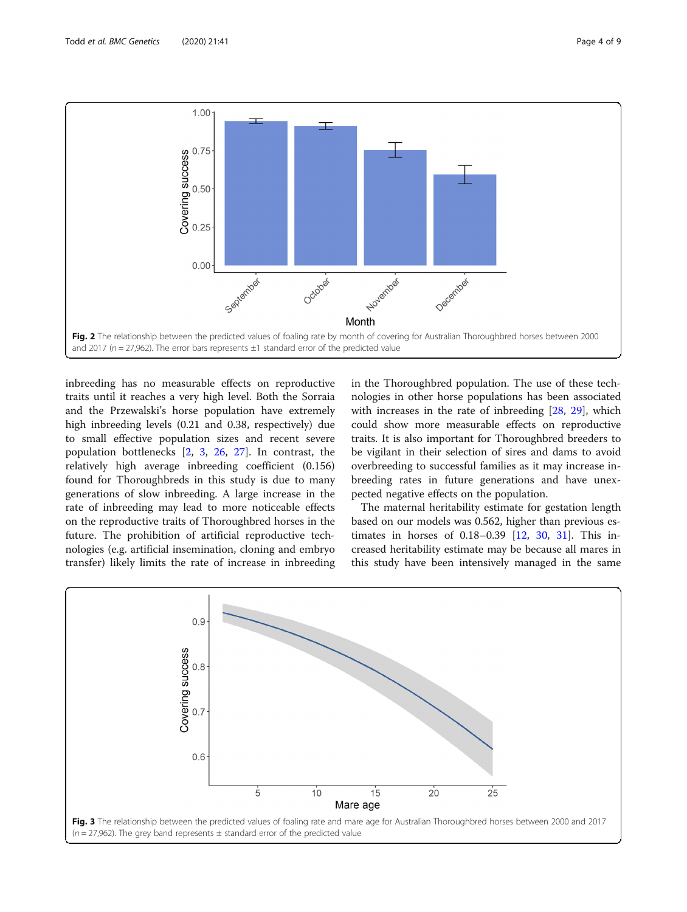Fig. 2 The relationship between the predicted values of foaling rate by month of covering for Australian Thoroughbred horses between 2000 and 2017 ($n = 27{,}962$). The error bars represents ±1 standard error of the predicted value

inbreeding has no measurable effects on reproductive traits until it reaches a very high level. Both the Sorraia and the Przewalski's horse population have extremely high inbreeding levels (0.21 and 0.38, respectively) due to small effective population sizes and recent severe population bottlenecks [2, 3, 26, 27]. In contrast, the relatively high average inbreeding coefficient (0.156) found for Thoroughbreds in this study is due to many generations of slow inbreeding. A large increase in the rate of inbreeding may lead to more noticeable effects on the reproductive traits of Thoroughbred horses in the future. The prohibition of artificial reproductive technologies (e.g. artificial insemination, cloning and embryo transfer) likely limits the rate of increase in inbreeding in the Thoroughbred population. The use of these technologies in other horse populations has been associated with increases in the rate of inbreeding [28, 29], which could show more measurable effects on reproductive traits. It is also important for Thoroughbred breeders to be vigilant in their selection of sires and dams to avoid overbreeding to successful families as it may increase inbreeding rates in future generations and have unexpected negative effects on the population.

The maternal heritability estimate for gestation length based on our models was 0.562, higher than previous estimates in horses of 0.18–0.39 [12, 30, 31]. This increased heritability estimate may be because all mares in this study have been intensively managed in the same

Fig. 3 The relationship between the predicted values of foaling rate and mare age for Australian Thoroughbred horses between 2000 and 2017 ($n = 27{,}962$). The grey band represents ± standard error of the predicted value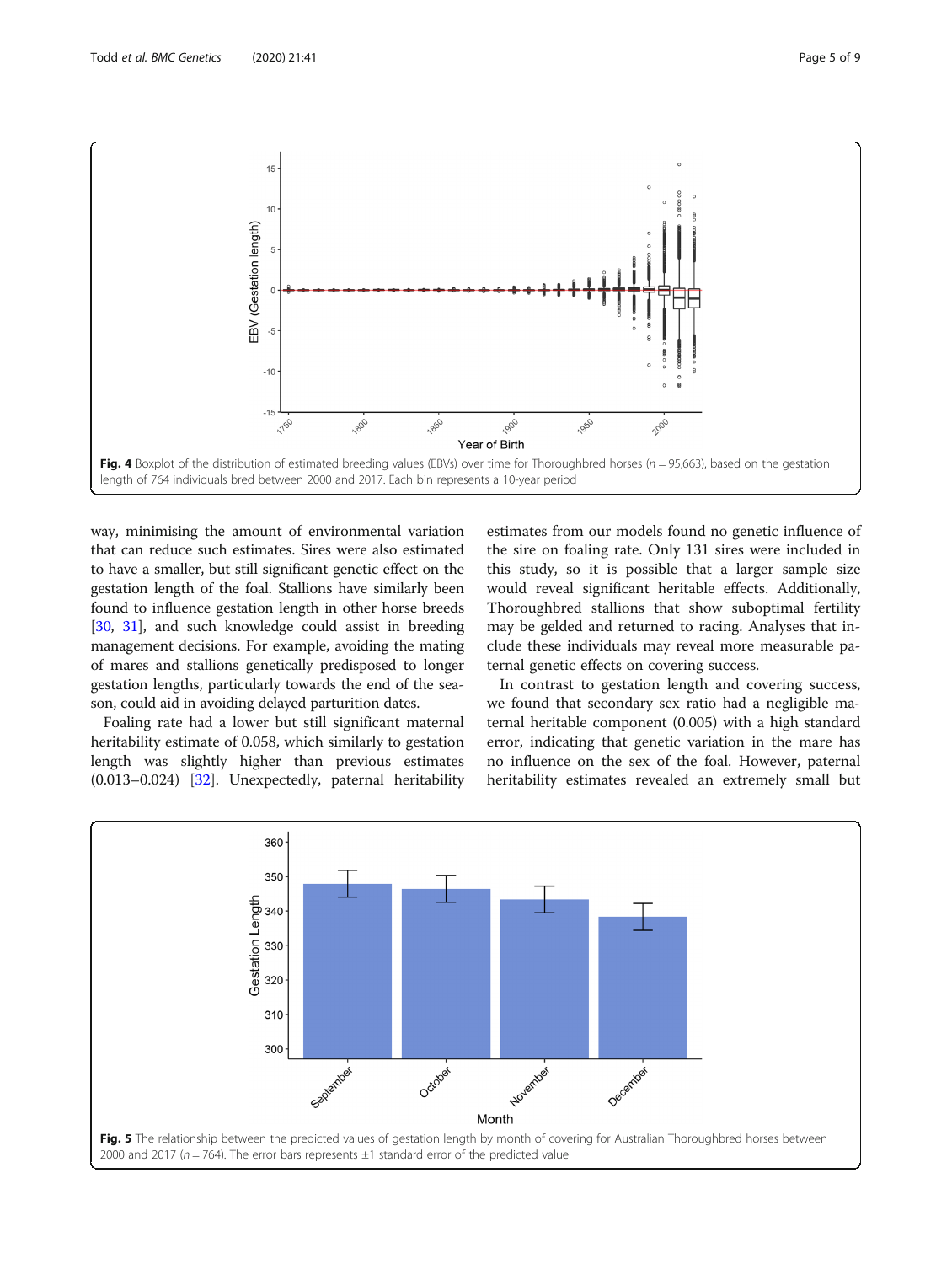Fig. 4 Boxplot of the distribution of estimated breeding values (EBVs) over time for Thoroughbred horses ($n = 95,663$), based on the gestation length of 764 individuals bred between 2000 and 2017. Each bin represents a 10-year period

way, minimising the amount of environmental variation that can reduce such estimates. Sires were also estimated to have a smaller, but still significant genetic effect on the gestation length of the foal. Stallions have similarly been found to influence gestation length in other horse breeds [30, 31], and such knowledge could assist in breeding management decisions. For example, avoiding the mating of mares and stallions genetically predisposed to longer gestation lengths, particularly towards the end of the season, could aid in avoiding delayed parturition dates.

Foaling rate had a lower but still significant maternal heritability estimate of 0.058, which similarly to gestation length was slightly higher than previous estimates (0.013–0.024) [32]. Unexpectedly, paternal heritability estimates from our models found no genetic influence of the sire on foaling rate. Only 131 sires were included in this study, so it is possible that a larger sample size would reveal significant heritable effects. Additionally, Thoroughbred stallions that show suboptimal fertility may be gelded and returned to racing. Analyses that include these individuals may reveal more measurable paternal genetic effects on covering success.

In contrast to gestation length and covering success, we found that secondary sex ratio had a negligible maternal heritable component (0.005) with a high standard error, indicating that genetic variation in the mare has no influence on the sex of the foal. However, paternal heritability estimates revealed an extremely small but

Fig. 5 The relationship between the predicted values of gestation length by month of covering for Australian Thoroughbred horses between 2000 and 2017 ($n = 764$). The error bars represents ±1 standard error of the predicted value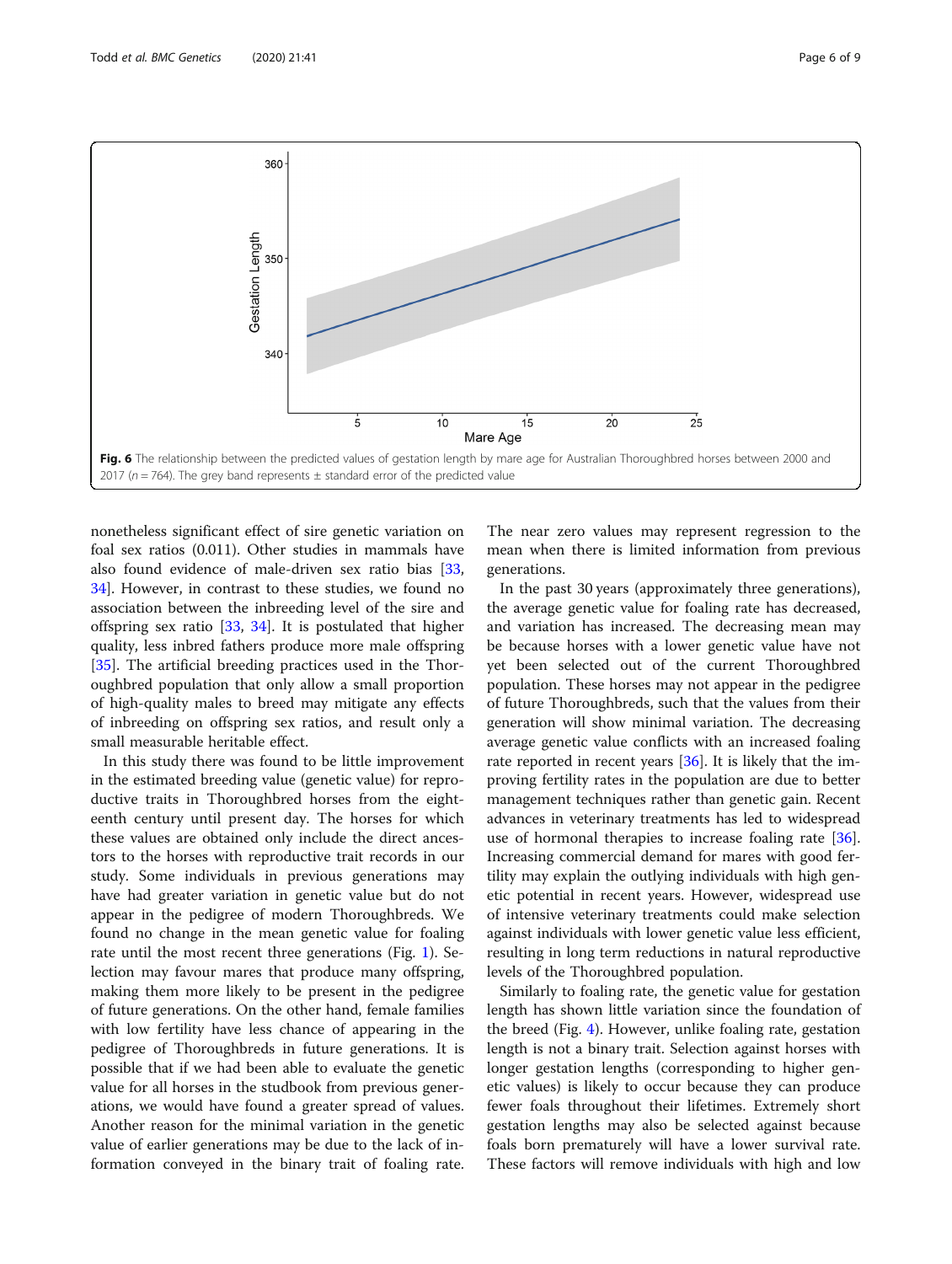Gestation Length
360
350
340
5
10
15
20
25
Mare Age

**Fig. 6** The relationship between the predicted values of gestation length by mare age for Australian Thoroughbred horses between 2000 and 2017 (*n* = 764). The grey band represents ± standard error of the predicted value

nonetheless significant effect of sire genetic variation on foal sex ratios (0.011). Other studies in mammals have also found evidence of male-driven sex ratio bias [33, 34]. However, in contrast to these studies, we found no association between the inbreeding level of the sire and offspring sex ratio [33, 34]. It is postulated that higher quality, less inbred fathers produce more male offspring [35]. The artificial breeding practices used in the Thoroughbred population that only allow a small proportion of high-quality males to breed may mitigate any effects of inbreeding on offspring sex ratios, and result only a small measurable heritable effect.

In this study there was found to be little improvement in the estimated breeding value (genetic value) for reproductive traits in Thoroughbred horses from the eighteenth century until present day. The horses for which these values are obtained only include the direct ancestors to the horses with reproductive trait records in our study. Some individuals in previous generations may have had greater variation in genetic value but do not appear in the pedigree of modern Thoroughbreds. We found no change in the mean genetic value for foaling rate until the most recent three generations (Fig. 1). Selection may favour mares that produce many offspring, making them more likely to be present in the pedigree of future generations. On the other hand, female families with low fertility have less chance of appearing in the pedigree of Thoroughbreds in future generations. It is possible that if we had been able to evaluate the genetic value for all horses in the studbook from previous generations, we would have found a greater spread of values. Another reason for the minimal variation in the genetic value of earlier generations may be due to the lack of information conveyed in the binary trait of foaling rate. The near zero values may represent regression to the mean when there is limited information from previous generations.

In the past 30 years (approximately three generations), the average genetic value for foaling rate has decreased, and variation has increased. The decreasing mean may be because horses with a lower genetic value have not yet been selected out of the current Thoroughbred population. These horses may not appear in the pedigree of future Thoroughbreds, such that the values from their generation will show minimal variation. The decreasing average genetic value conflicts with an increased foaling rate reported in recent years [36]. It is likely that the improving fertility rates in the population are due to better management techniques rather than genetic gain. Recent advances in veterinary treatments has led to widespread use of hormonal therapies to increase foaling rate [36]. Increasing commercial demand for mares with good fertility may explain the outlying individuals with high genetic potential in recent years. However, widespread use of intensive veterinary treatments could make selection against individuals with lower genetic value less efficient, resulting in long term reductions in natural reproductive levels of the Thoroughbred population.

Similarly to foaling rate, the genetic value for gestation length has shown little variation since the foundation of the breed (Fig. 4). However, unlike foaling rate, gestation length is not a binary trait. Selection against horses with longer gestation lengths (corresponding to higher genetic values) is likely to occur because they can produce fewer foals throughout their lifetimes. Extremely short gestation lengths may also be selected against because foals born prematurely will have a lower survival rate. These factors will remove individuals with high and low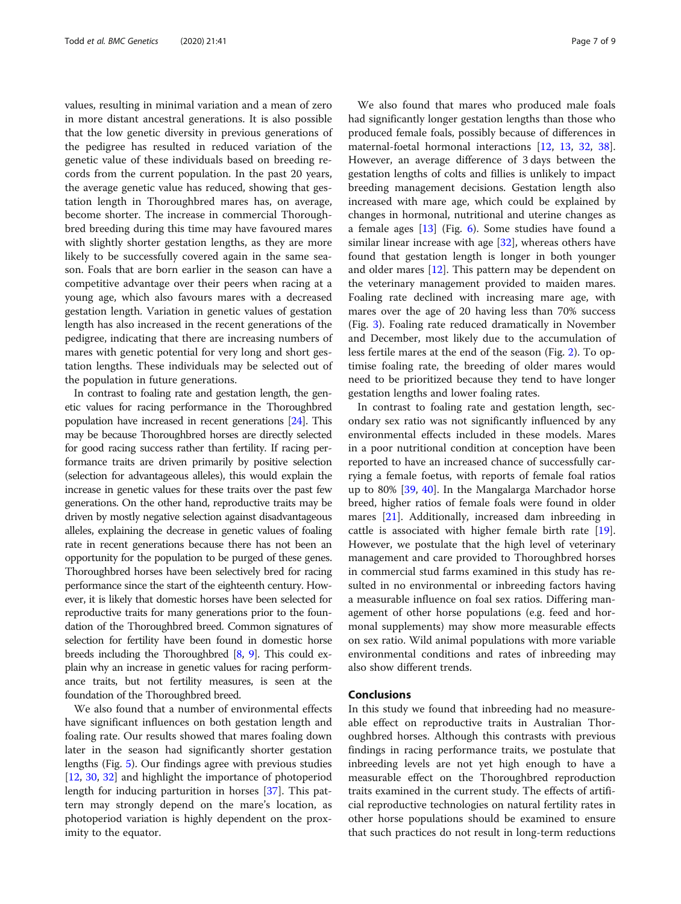values, resulting in minimal variation and a mean of zero in more distant ancestral generations. It is also possible that the low genetic diversity in previous generations of the pedigree has resulted in reduced variation of the genetic value of these individuals based on breeding records from the current population. In the past 20 years, the average genetic value has reduced, showing that gestation length in Thoroughbred mares has, on average, become shorter. The increase in commercial Thoroughbred breeding during this time may have favoured mares with slightly shorter gestation lengths, as they are more likely to be successfully covered again in the same season. Foals that are born earlier in the season can have a competitive advantage over their peers when racing at a young age, which also favours mares with a decreased gestation length. Variation in genetic values of gestation length has also increased in the recent generations of the pedigree, indicating that there are increasing numbers of mares with genetic potential for very long and short gestation lengths. These individuals may be selected out of the population in future generations.

In contrast to foaling rate and gestation length, the genetic values for racing performance in the Thoroughbred population have increased in recent generations [24]. This may be because Thoroughbred horses are directly selected for good racing success rather than fertility. If racing performance traits are driven primarily by positive selection (selection for advantageous alleles), this would explain the increase in genetic values for these traits over the past few generations. On the other hand, reproductive traits may be driven by mostly negative selection against disadvantageous alleles, explaining the decrease in genetic values of foaling rate in recent generations because there has not been an opportunity for the population to be purged of these genes. Thoroughbred horses have been selectively bred for racing performance since the start of the eighteenth century. However, it is likely that domestic horses have been selected for reproductive traits for many generations prior to the foundation of the Thoroughbred breed. Common signatures of selection for fertility have been found in domestic horse breeds including the Thoroughbred [8, 9]. This could explain why an increase in genetic values for racing performance traits, but not fertility measures, is seen at the foundation of the Thoroughbred breed.

We also found that a number of environmental effects have significant influences on both gestation length and foaling rate. Our results showed that mares foaling down later in the season had significantly shorter gestation lengths (Fig. 5). Our findings agree with previous studies [12, 30, 32] and highlight the importance of photoperiod length for inducing parturition in horses [37]. This pattern may strongly depend on the mare's location, as photoperiod variation is highly dependent on the proximity to the equator.

We also found that mares who produced male foals had significantly longer gestation lengths than those who produced female foals, possibly because of differences in maternal-foetal hormonal interactions [12, 13, 32, 38]. However, an average difference of 3 days between the gestation lengths of colts and fillies is unlikely to impact breeding management decisions. Gestation length also increased with mare age, which could be explained by changes in hormonal, nutritional and uterine changes as a female ages [13] (Fig. 6). Some studies have found a similar linear increase with age [32], whereas others have found that gestation length is longer in both younger and older mares [12]. This pattern may be dependent on the veterinary management provided to maiden mares. Foaling rate declined with increasing mare age, with mares over the age of 20 having less than 70% success (Fig. 3). Foaling rate reduced dramatically in November and December, most likely due to the accumulation of less fertile mares at the end of the season (Fig. 2). To optimise foaling rate, the breeding of older mares would need to be prioritized because they tend to have longer gestation lengths and lower foaling rates.

In contrast to foaling rate and gestation length, secondary sex ratio was not significantly influenced by any environmental effects included in these models. Mares in a poor nutritional condition at conception have been reported to have an increased chance of successfully carrying a female foetus, with reports of female foal ratios up to 80% [39, 40]. In the Mangalarga Marchador horse breed, higher ratios of female foals were found in older mares [21]. Additionally, increased dam inbreeding in cattle is associated with higher female birth rate [19]. However, we postulate that the high level of veterinary management and care provided to Thoroughbred horses in commercial stud farms examined in this study has resulted in no environmental or inbreeding factors having a measurable influence on foal sex ratios. Differing management of other horse populations (e.g. feed and hormonal supplements) may show more measurable effects on sex ratio. Wild animal populations with more variable environmental conditions and rates of inbreeding may also show different trends.

## Conclusions

In this study we found that inbreeding had no measureable effect on reproductive traits in Australian Thoroughbred horses. Although this contrasts with previous findings in racing performance traits, we postulate that inbreeding levels are not yet high enough to have a measurable effect on the Thoroughbred reproduction traits examined in the current study. The effects of artificial reproductive technologies on natural fertility rates in other horse populations should be examined to ensure that such practices do not result in long-term reductions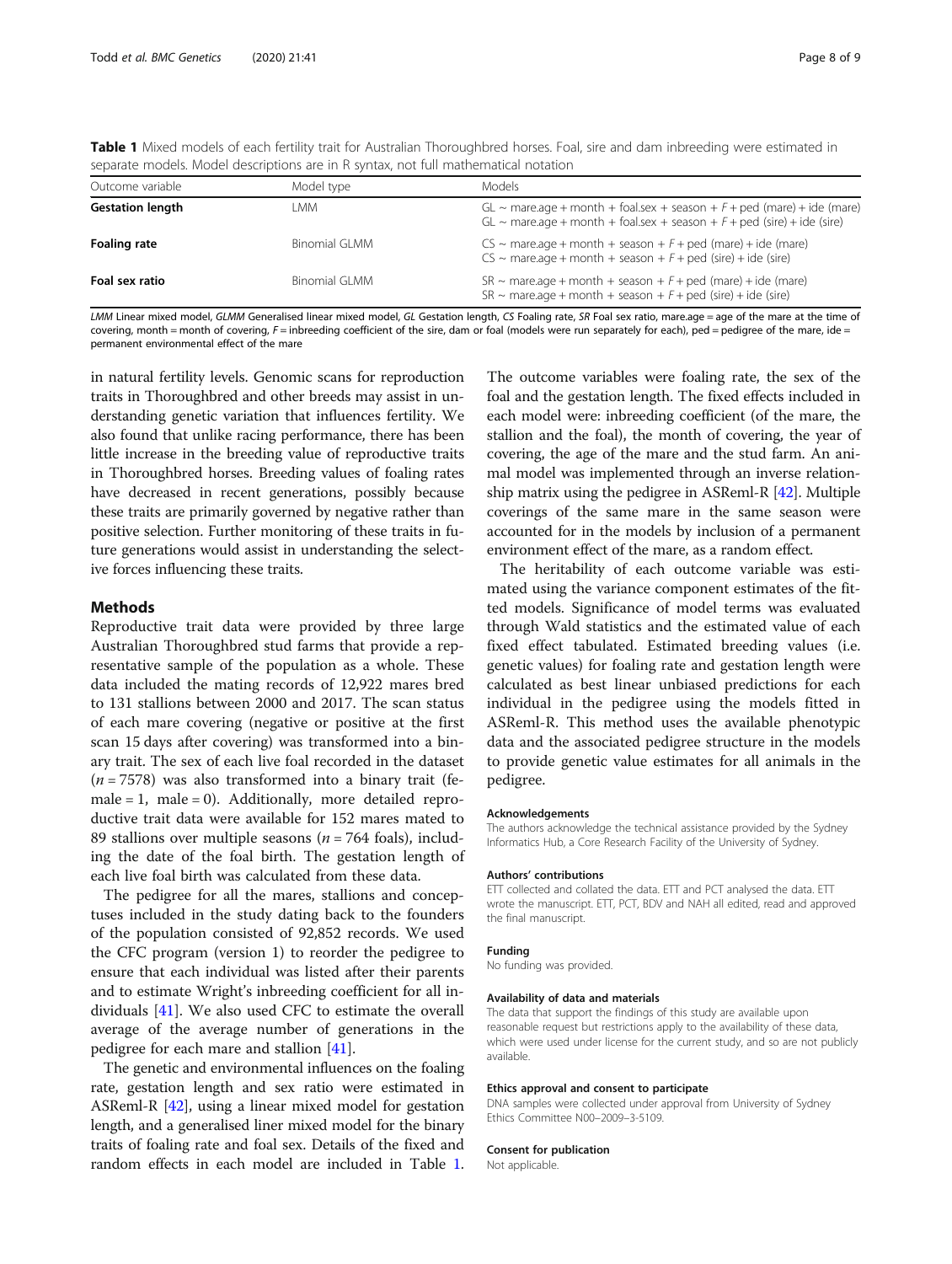**Table 1** Mixed models of each fertility trait for Australian Thoroughbred horses. Foal, sire and dam inbreeding were estimated in separate models. Model descriptions are in R syntax, not full mathematical notation

| Outcome variable | Model type | Models |
| --- | --- | --- |
| **Gestation length** | LMM | GL ~ mare.age + month + foal.sex + season + $F$ + ped (mare) + ide (mare)<br>GL ~ mare.age + month + foal.sex + season + $F$ + ped (sire) + ide (sire) |
| **Foaling rate** | Binomial GLMM | CS ~ mare.age + month + season + $F$ + ped (mare) + ide (mare)<br>CS ~ mare.age + month + season + $F$ + ped (sire) + ide (sire) |
| **Foal sex ratio** | Binomial GLMM | SR ~ mare.age + month + season + $F$ + ped (mare) + ide (mare)<br>SR ~ mare.age + month + season + $F$ + ped (sire) + ide (sire) |

*LMM* Linear mixed model, *GLMM* Generalised linear mixed model, *GL* Gestation length, *CS* Foaling rate, *SR* Foal sex ratio, mare.age = age of the mare at the time of covering, month = month of covering, $F$ = inbreeding coefficient of the sire, dam or foal (models were run separately for each), ped = pedigree of the mare, ide = permanent environmental effect of the mare

in natural fertility levels. Genomic scans for reproduction traits in Thoroughbred and other breeds may assist in understanding genetic variation that influences fertility. We also found that unlike racing performance, there has been little increase in the breeding value of reproductive traits in Thoroughbred horses. Breeding values of foaling rates have decreased in recent generations, possibly because these traits are primarily governed by negative rather than positive selection. Further monitoring of these traits in future generations would assist in understanding the selective forces influencing these traits.

## Methods

Reproductive trait data were provided by three large Australian Thoroughbred stud farms that provide a representative sample of the population as a whole. These data included the mating records of 12,922 mares bred to 131 stallions between 2000 and 2017. The scan status of each mare covering (negative or positive at the first scan 15 days after covering) was transformed into a binary trait. The sex of each live foal recorded in the dataset ($n = 7578$) was also transformed into a binary trait (female = 1, male = 0). Additionally, more detailed reproductive trait data were available for 152 mares mated to 89 stallions over multiple seasons ($n = 764$ foals), including the date of the foal birth. The gestation length of each live foal birth was calculated from these data.

The pedigree for all the mares, stallions and conceptuses included in the study dating back to the founders of the population consisted of 92,852 records. We used the CFC program (version 1) to reorder the pedigree to ensure that each individual was listed after their parents and to estimate Wright's inbreeding coefficient for all individuals [41]. We also used CFC to estimate the overall average of the average number of generations in the pedigree for each mare and stallion [41].

The genetic and environmental influences on the foaling rate, gestation length and sex ratio were estimated in ASReml-R [42], using a linear mixed model for gestation length, and a generalised liner mixed model for the binary traits of foaling rate and foal sex. Details of the fixed and random effects in each model are included in Table 1. The outcome variables were foaling rate, the sex of the foal and the gestation length. The fixed effects included in each model were: inbreeding coefficient (of the mare, the stallion and the foal), the month of covering, the year of covering, the age of the mare and the stud farm. An animal model was implemented through an inverse relationship matrix using the pedigree in ASReml-R [42]. Multiple coverings of the same mare in the same season were accounted for in the models by inclusion of a permanent environment effect of the mare, as a random effect.

The heritability of each outcome variable was estimated using the variance component estimates of the fitted models. Significance of model terms was evaluated through Wald statistics and the estimated value of each fixed effect tabulated. Estimated breeding values (i.e. genetic values) for foaling rate and gestation length were calculated as best linear unbiased predictions for each individual in the pedigree using the models fitted in ASReml-R. This method uses the available phenotypic data and the associated pedigree structure in the models to provide genetic value estimates for all animals in the pedigree.

#### Acknowledgements

The authors acknowledge the technical assistance provided by the Sydney Informatics Hub, a Core Research Facility of the University of Sydney.

#### Authors' contributions

ETT collected and collated the data. ETT and PCT analysed the data. ETT wrote the manuscript. ETT, PCT, BDV and NAH all edited, read and approved the final manuscript.

#### Funding

No funding was provided.

#### Availability of data and materials

The data that support the findings of this study are available upon reasonable request but restrictions apply to the availability of these data, which were used under license for the current study, and so are not publicly available.

#### Ethics approval and consent to participate

DNA samples were collected under approval from University of Sydney Ethics Committee N00–2009–3-5109.

#### Consent for publication

Not applicable.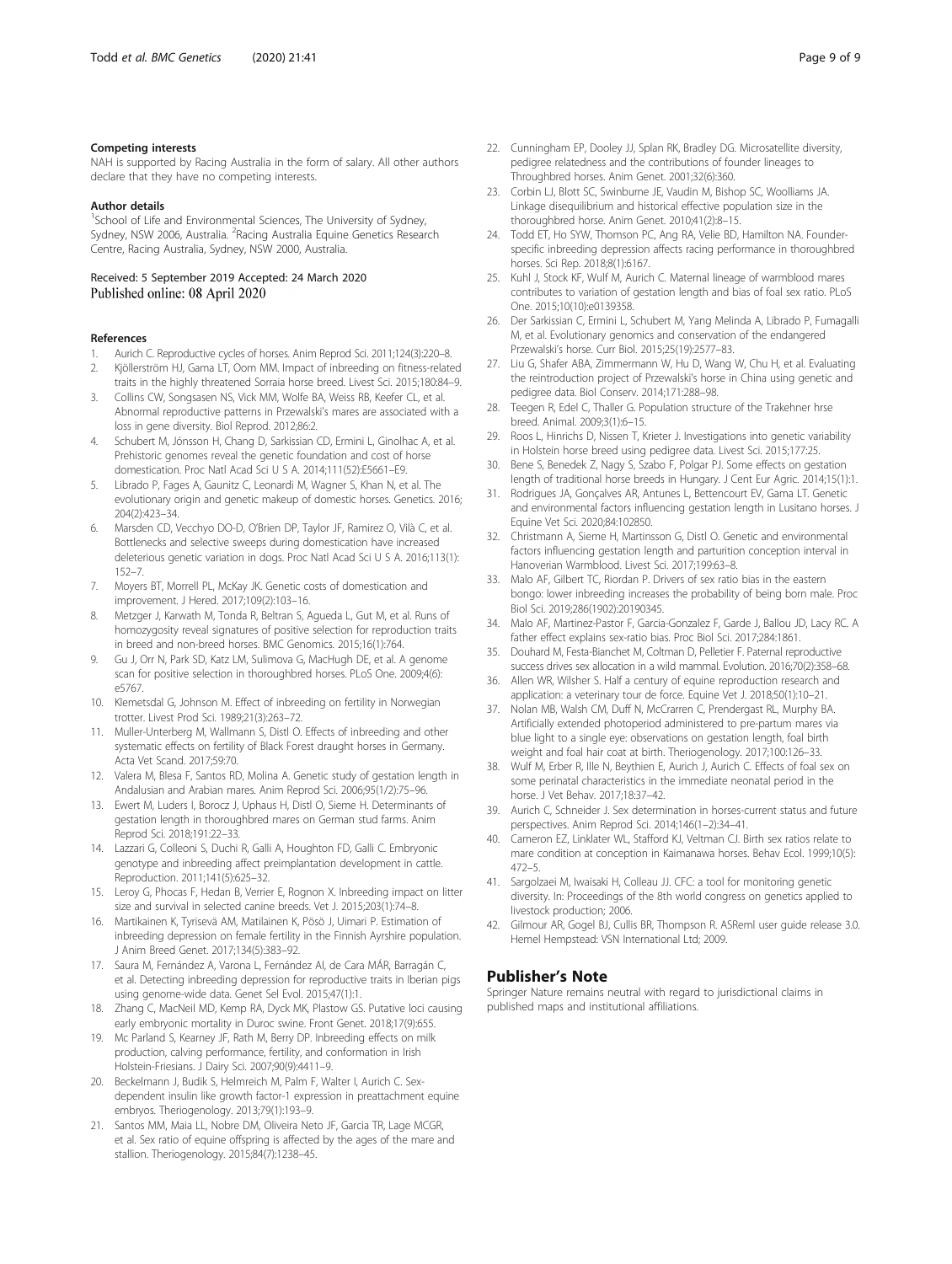### Competing interests

NAH is supported by Racing Australia in the form of salary. All other authors declare that they have no competing interests.

### Author details

[1]School of Life and Environmental Sciences, The University of Sydney, Sydney, NSW 2006, Australia. [2]Racing Australia Equine Genetics Research Centre, Racing Australia, Sydney, NSW 2000, Australia.

Received: 5 September 2019 Accepted: 24 March 2020
Published online: 08 April 2020

### References

1. Aurich C. Reproductive cycles of horses. Anim Reprod Sci. 2011;124(3):220–8.
2. Kjöllerström HJ, Gama LT, Oom MM. Impact of inbreeding on fitness-related traits in the highly threatened Sorraia horse breed. Livest Sci. 2015;180:84–9.
3. Collins CW, Songsasen NS, Vick MM, Wolfe BA, Weiss RB, Keefer CL, et al. Abnormal reproductive patterns in Przewalski's mares are associated with a loss in gene diversity. Biol Reprod. 2012;86:2.
4. Schubert M, Jónsson H, Chang D, Sarkissian CD, Ermini L, Ginolhac A, et al. Prehistoric genomes reveal the genetic foundation and cost of horse domestication. Proc Natl Acad Sci U S A. 2014;111(52):E5661–E9.
5. Librado P, Fages A, Gaunitz C, Leonardi M, Wagner S, Khan N, et al. The evolutionary origin and genetic makeup of domestic horses. Genetics. 2016; 204(2):423–34.
6. Marsden CD, Vecchyo DO-D, O'Brien DP, Taylor JF, Ramirez O, Vilà C, et al. Bottlenecks and selective sweeps during domestication have increased deleterious genetic variation in dogs. Proc Natl Acad Sci U S A. 2016;113(1): 152–7.
7. Moyers BT, Morrell PL, McKay JK. Genetic costs of domestication and improvement. J Hered. 2017;109(2):103–16.
8. Metzger J, Karwath M, Tonda R, Beltran S, Agueda L, Gut M, et al. Runs of homozygosity reveal signatures of positive selection for reproduction traits in breed and non-breed horses. BMC Genomics. 2015;16(1):764.
9. Gu J, Orr N, Park SD, Katz LM, Sulimova G, MacHugh DE, et al. A genome scan for positive selection in thoroughbred horses. PLoS One. 2009;4(6): e5767.
10. Klemetsdal G, Johnson M. Effect of inbreeding on fertility in Norwegian trotter. Livest Prod Sci. 1989;21(3):263–72.
11. Muller-Unterberg M, Wallmann S, Distl O. Effects of inbreeding and other systematic effects on fertility of Black Forest draught horses in Germany. Acta Vet Scand. 2017;59:70.
12. Valera M, Blesa F, Santos RD, Molina A. Genetic study of gestation length in Andalusian and Arabian mares. Anim Reprod Sci. 2006;95(1/2):75–96.
13. Ewert M, Luders I, Borocz J, Uphaus H, Distl O, Sieme H. Determinants of gestation length in thoroughbred mares on German stud farms. Anim Reprod Sci. 2018;191:22–33.
14. Lazzari G, Colleoni S, Duchi R, Galli A, Houghton FD, Galli C. Embryonic genotype and inbreeding affect preimplantation development in cattle. Reproduction. 2011;141(5):625–32.
15. Leroy G, Phocas F, Hedan B, Verrier E, Rognon X. Inbreeding impact on litter size and survival in selected canine breeds. Vet J. 2015;203(1):74–8.
16. Martikainen K, Tyrisevä AM, Matilainen K, Pösö J, Uimari P. Estimation of inbreeding depression on female fertility in the Finnish Ayrshire population. J Anim Breed Genet. 2017;134(5):383–92.
17. Saura M, Fernández A, Varona L, Fernández AI, de Cara MÁR, Barragán C, et al. Detecting inbreeding depression for reproductive traits in Iberian pigs using genome-wide data. Genet Sel Evol. 2015;47(1):1.
18. Zhang C, MacNeil MD, Kemp RA, Dyck MK, Plastow GS. Putative loci causing early embryonic mortality in Duroc swine. Front Genet. 2018;17(9):655.
19. Mc Parland S, Kearney JF, Rath M, Berry DP. Inbreeding effects on milk production, calving performance, fertility, and conformation in Irish Holstein-Friesians. J Dairy Sci. 2007;90(9):4411–9.
20. Beckelmann J, Budik S, Helmreich M, Palm F, Walter I, Aurich C. Sex-dependent insulin like growth factor-1 expression in preattachment equine embryos. Theriogenology. 2013;79(1):193–9.
21. Santos MM, Maia LL, Nobre DM, Oliveira Neto JF, Garcia TR, Lage MCGR, et al. Sex ratio of equine offspring is affected by the ages of the mare and stallion. Theriogenology. 2015;84(7):1238–45.
22. Cunningham EP, Dooley JJ, Splan RK, Bradley DG. Microsatellite diversity, pedigree relatedness and the contributions of founder lineages to Throughbred horses. Anim Genet. 2001;32(6):360.
23. Corbin LJ, Blott SC, Swinburne JE, Vaudin M, Bishop SC, Woolliams JA. Linkage disequilibrium and historical effective population size in the thoroughbred horse. Anim Genet. 2010;41(2):8–15.
24. Todd ET, Ho SYW, Thomson PC, Ang RA, Velie BD, Hamilton NA. Founder-specific inbreeding depression affects racing performance in thoroughbred horses. Sci Rep. 2018;8(1):6167.
25. Kuhl J, Stock KF, Wulf M, Aurich C. Maternal lineage of warmblood mares contributes to variation of gestation length and bias of foal sex ratio. PLoS One. 2015;10(10):e0139358.
26. Der Sarkissian C, Ermini L, Schubert M, Yang Melinda A, Librado P, Fumagalli M, et al. Evolutionary genomics and conservation of the endangered Przewalski's horse. Curr Biol. 2015;25(19):2577–83.
27. Liu G, Shafer ABA, Zimmermann W, Hu D, Wang W, Chu H, et al. Evaluating the reintroduction project of Przewalski's horse in China using genetic and pedigree data. Biol Conserv. 2014;171:288–98.
28. Teegen R, Edel C, Thaller G. Population structure of the Trakehner hrse breed. Animal. 2009;3(1):6–15.
29. Roos L, Hinrichs D, Nissen T, Krieter J. Investigations into genetic variability in Holstein horse breed using pedigree data. Livest Sci. 2015;177:25.
30. Bene S, Benedek Z, Nagy S, Szabo F, Polgar PJ. Some effects on gestation length of traditional horse breeds in Hungary. J Cent Eur Agric. 2014;15(1):1.
31. Rodrigues JA, Gonçalves AR, Antunes L, Bettencourt EV, Gama LT. Genetic and environmental factors influencing gestation length in Lusitano horses. J Equine Vet Sci. 2020;84:102850.
32. Christmann A, Sieme H, Martinsson G, Distl O. Genetic and environmental factors influencing gestation length and parturition conception interval in Hanoverian Warmblood. Livest Sci. 2017;199:63–8.
33. Malo AF, Gilbert TC, Riordan P. Drivers of sex ratio bias in the eastern bongo: lower inbreeding increases the probability of being born male. Proc Biol Sci. 2019;286(1902):20190345.
34. Malo AF, Martinez-Pastor F, Garcia-Gonzalez F, Garde J, Ballou JD, Lacy RC. A father effect explains sex-ratio bias. Proc Biol Sci. 2017;284:1861.
35. Douhard M, Festa-Bianchet M, Coltman D, Pelletier F. Paternal reproductive success drives sex allocation in a wild mammal. Evolution. 2016;70(2):358–68.
36. Allen WR, Wilsher S. Half a century of equine reproduction research and application: a veterinary tour de force. Equine Vet J. 2018;50(1):10–21.
37. Nolan MB, Walsh CM, Duff N, McCrarren C, Prendergast RL, Murphy BA. Artificially extended photoperiod administered to pre-partum mares via blue light to a single eye: observations on gestation length, foal birth weight and foal hair coat at birth. Theriogenology. 2017;100:126–33.
38. Wulf M, Erber R, Ille N, Beythien E, Aurich J, Aurich C. Effects of foal sex on some perinatal characteristics in the immediate neonatal period in the horse. J Vet Behav. 2017;18:37–42.
39. Aurich C, Schneider J. Sex determination in horses-current status and future perspectives. Anim Reprod Sci. 2014;146(1–2):34–41.
40. Cameron EZ, Linklater WL, Stafford KJ, Veltman CJ. Birth sex ratios relate to mare condition at conception in Kaimanawa horses. Behav Ecol. 1999;10(5): 472–5.
41. Sargolzaei M, Iwaisaki H, Colleau JJ. CFC: a tool for monitoring genetic diversity. In: Proceedings of the 8th world congress on genetics applied to livestock production; 2006.
42. Gilmour AR, Gogel BJ, Cullis BR, Thompson R. ASReml user guide release 3.0. Hemel Hempstead: VSN International Ltd; 2009.

## Publisher's Note

Springer Nature remains neutral with regard to jurisdictional claims in published maps and institutional affiliations.